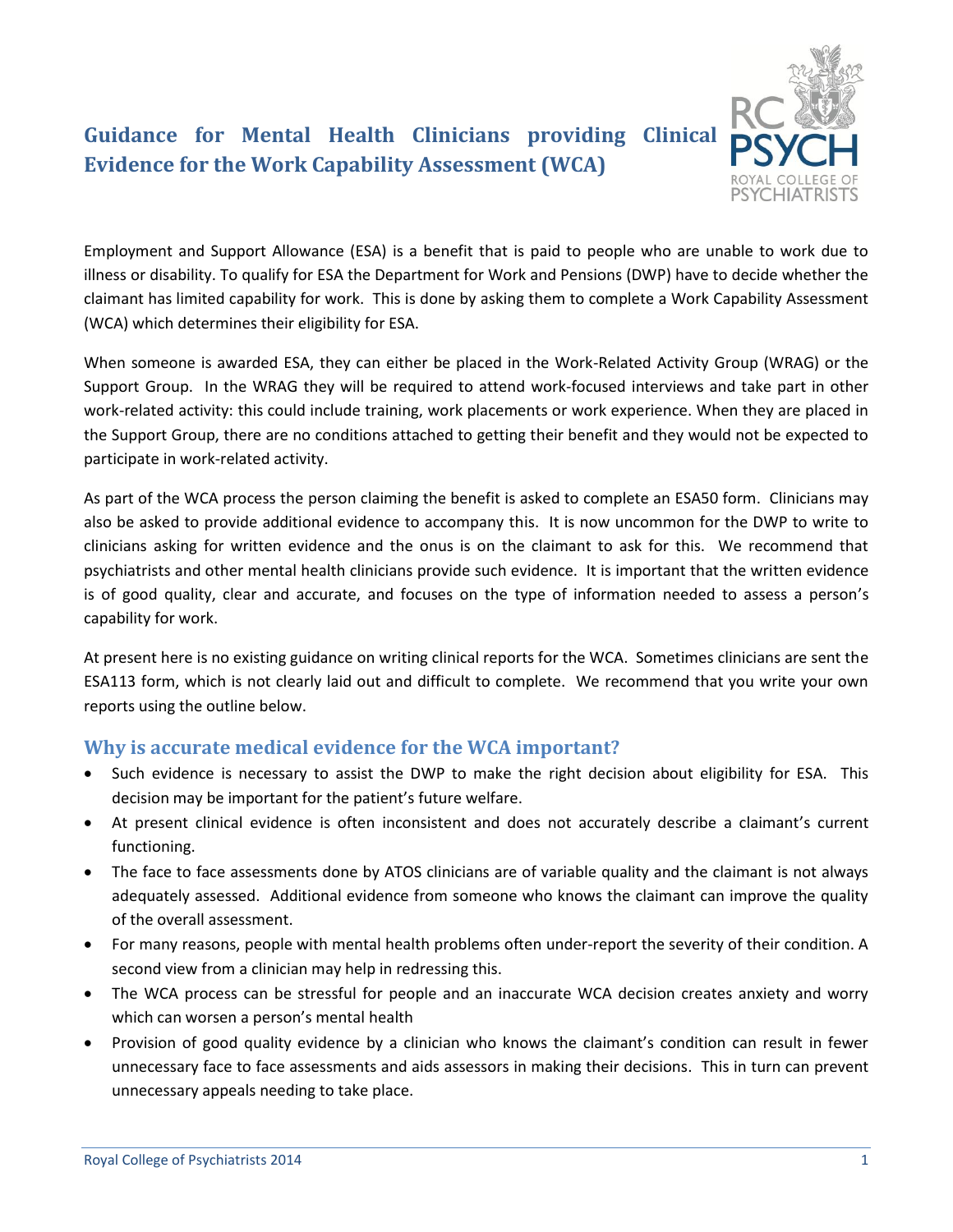# Guidance for Mental Health Clinicians providing Clinical Evidence for the Work Capability Assessment (WCA)

Employment and Support Allowance (ESA) is a benefit that is paid to people who are unable to work due to illness or disability. To qualify for ESA the Department for Work and Pensions (DWP) have to decide whether the claimant has limited capability for work. This is done by asking them to complete a Work Capability Assessment (WCA) which determines their eligibility for ESA.

When someone is awarded ESA, they can either be placed in the Work-Related Activity Group (WRAG) or the Support Group. In the WRAG they will be required to attend work-focused interviews and take part in other work-related activity: this could include training, work placements or work experience. When they are placed in the Support Group, there are no conditions attached to getting their benefit and they would not be expected to participate in work-related activity.

As part of the WCA process the person claiming the benefit is asked to complete an ESA50 form. Clinicians may also be asked to provide additional evidence to accompany this. It is now uncommon for the DWP to write to clinicians asking for written evidence and the onus is on the claimant to ask for this. We recommend that psychiatrists and other mental health clinicians provide such evidence. It is important that the written evidence is of good quality, clear and accurate, and focuses on the type of information needed to assess a person's capability for work.

At present here is no existing guidance on writing clinical reports for the WCA. Sometimes clinicians are sent the ESA113 form, which is not clearly laid out and difficult to complete. We recommend that you write your own reports using the outline below.

## Why is accurate medical evidence for the WCA important?

- Such evidence is necessary to assist the DWP to make the right decision about eligibility for ESA. This decision may be important for the patient's future welfare.
- At present clinical evidence is often inconsistent and does not accurately describe a claimant's current functioning.
- The face to face assessments done by ATOS clinicians are of variable quality and the claimant is not always adequately assessed. Additional evidence from someone who knows the claimant can improve the quality of the overall assessment.
- For many reasons, people with mental health problems often under-report the severity of their condition. A second view from a clinician may help in redressing this.
- The WCA process can be stressful for people and an inaccurate WCA decision creates anxiety and worry which can worsen a person's mental health
- Provision of good quality evidence by a clinician who knows the claimant's condition can result in fewer unnecessary face to face assessments and aids assessors in making their decisions. This in turn can prevent unnecessary appeals needing to take place.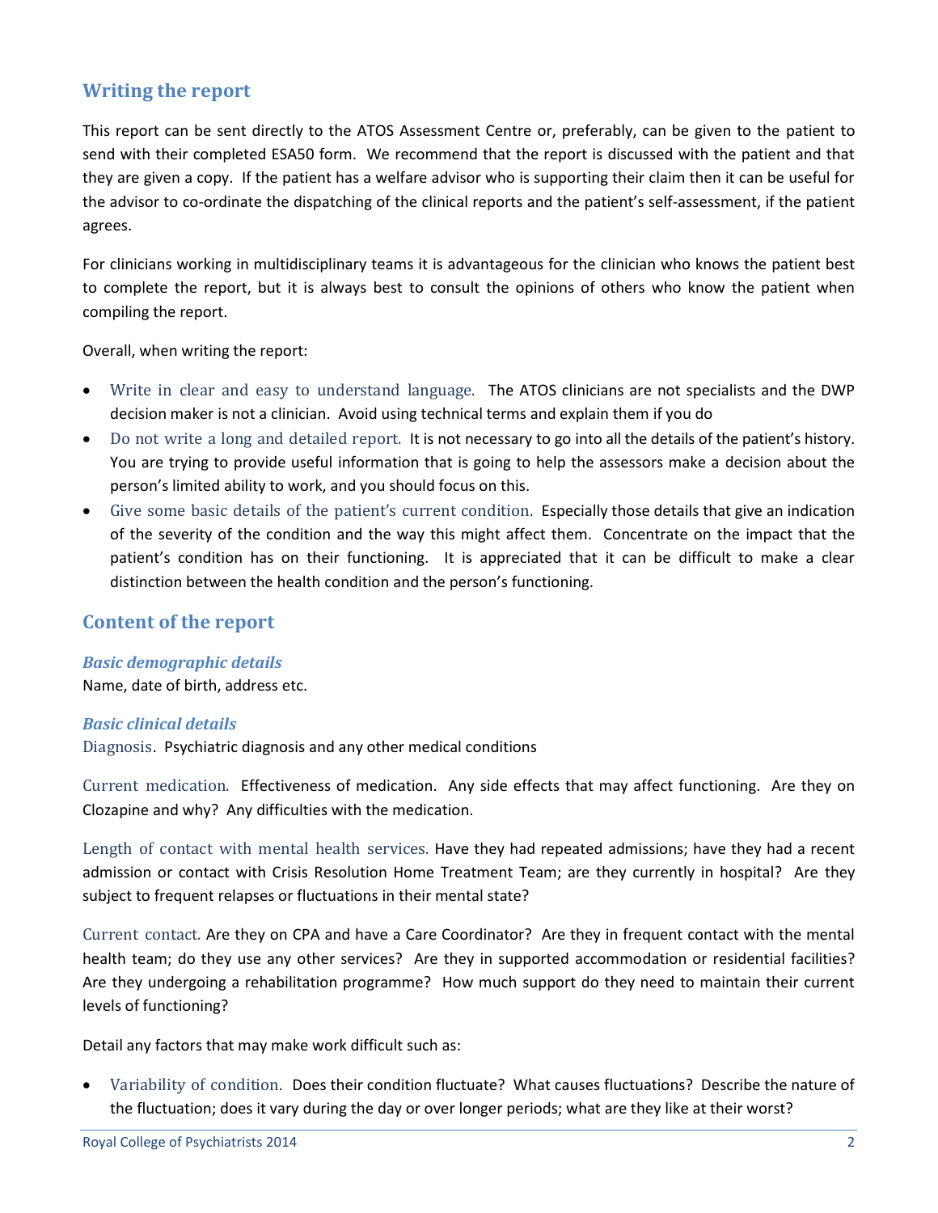## Writing the report

This report can be sent directly to the ATOS Assessment Centre or, preferably, can be given to the patient to send with their completed ESA50 form. We recommend that the report is discussed with the patient and that they are given a copy. If the patient has a welfare advisor who is supporting their claim then it can be useful for the advisor to co-ordinate the dispatching of the clinical reports and the patient's self-assessment, if the patient agrees.

For clinicians working in multidisciplinary teams it is advantageous for the clinician who knows the patient best to complete the report, but it is always best to consult the opinions of others who know the patient when compiling the report.

Overall, when writing the report:

- Write in clear and easy to understand language. The ATOS clinicians are not specialists and the DWP decision maker is not a clinician. Avoid using technical terms and explain them if you do
- Do not write a long and detailed report. It is not necessary to go into all the details of the patient's history. You are trying to provide useful information that is going to help the assessors make a decision about the person's limited ability to work, and you should focus on this.
- Give some basic details of the patient's current condition. Especially those details that give an indication of the severity of the condition and the way this might affect them. Concentrate on the impact that the patient's condition has on their functioning. It is appreciated that it can be difficult to make a clear distinction between the health condition and the person's functioning.

## Content of the report

### *Basic demographic details*

Name, date of birth, address etc.

### *Basic clinical details*

Diagnosis. Psychiatric diagnosis and any other medical conditions

Current medication. Effectiveness of medication. Any side effects that may affect functioning. Are they on Clozapine and why? Any difficulties with the medication.

Length of contact with mental health services. Have they had repeated admissions; have they had a recent admission or contact with Crisis Resolution Home Treatment Team; are they currently in hospital? Are they subject to frequent relapses or fluctuations in their mental state?

Current contact. Are they on CPA and have a Care Coordinator? Are they in frequent contact with the mental health team; do they use any other services? Are they in supported accommodation or residential facilities? Are they undergoing a rehabilitation programme? How much support do they need to maintain their current levels of functioning?

Detail any factors that may make work difficult such as:

- Variability of condition. Does their condition fluctuate? What causes fluctuations? Describe the nature of the fluctuation; does it vary during the day or over longer periods; what are they like at their worst?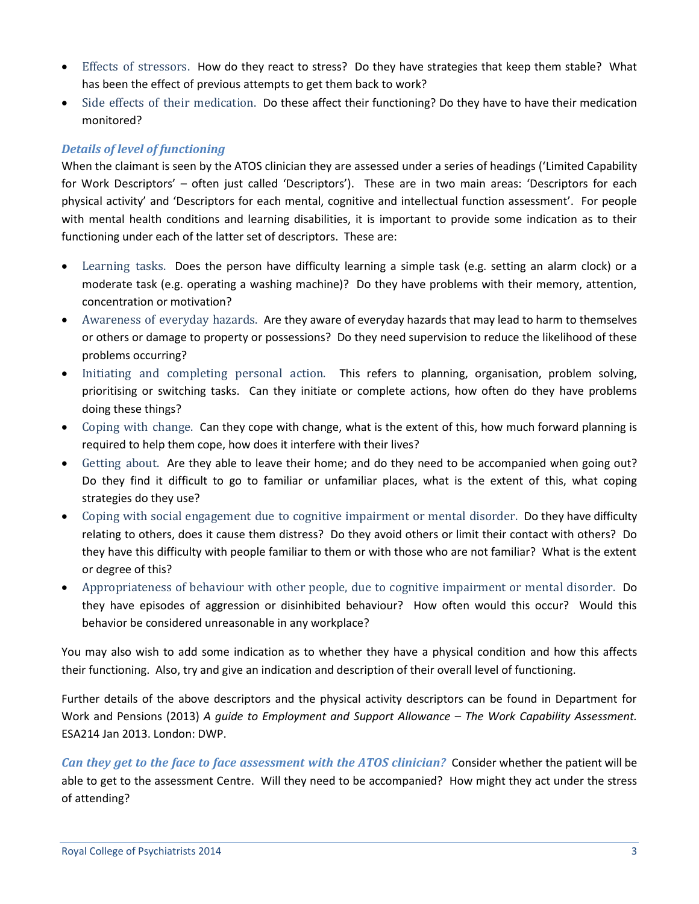- Effects of stressors. How do they react to stress? Do they have strategies that keep them stable? What has been the effect of previous attempts to get them back to work?
- Side effects of their medication. Do these affect their functioning? Do they have to have their medication monitored?

### *Details of level of functioning*

When the claimant is seen by the ATOS clinician they are assessed under a series of headings ('Limited Capability for Work Descriptors' – often just called 'Descriptors'). These are in two main areas: 'Descriptors for each physical activity' and 'Descriptors for each mental, cognitive and intellectual function assessment'. For people with mental health conditions and learning disabilities, it is important to provide some indication as to their functioning under each of the latter set of descriptors. These are:

- Learning tasks. Does the person have difficulty learning a simple task (e.g. setting an alarm clock) or a moderate task (e.g. operating a washing machine)? Do they have problems with their memory, attention, concentration or motivation?
- Awareness of everyday hazards. Are they aware of everyday hazards that may lead to harm to themselves or others or damage to property or possessions? Do they need supervision to reduce the likelihood of these problems occurring?
- Initiating and completing personal action. This refers to planning, organisation, problem solving, prioritising or switching tasks. Can they initiate or complete actions, how often do they have problems doing these things?
- Coping with change. Can they cope with change, what is the extent of this, how much forward planning is required to help them cope, how does it interfere with their lives?
- Getting about. Are they able to leave their home; and do they need to be accompanied when going out? Do they find it difficult to go to familiar or unfamiliar places, what is the extent of this, what coping strategies do they use?
- Coping with social engagement due to cognitive impairment or mental disorder. Do they have difficulty relating to others, does it cause them distress? Do they avoid others or limit their contact with others? Do they have this difficulty with people familiar to them or with those who are not familiar? What is the extent or degree of this?
- Appropriateness of behaviour with other people, due to cognitive impairment or mental disorder. Do they have episodes of aggression or disinhibited behaviour? How often would this occur? Would this behavior be considered unreasonable in any workplace?

You may also wish to add some indication as to whether they have a physical condition and how this affects their functioning. Also, try and give an indication and description of their overall level of functioning.

Further details of the above descriptors and the physical activity descriptors can be found in Department for Work and Pensions (2013) *A guide to Employment and Support Allowance – The Work Capability Assessment.* ESA214 Jan 2013. London: DWP.

***Can they get to the face to face assessment with the ATOS clinician?*** Consider whether the patient will be able to get to the assessment Centre. Will they need to be accompanied? How might they act under the stress of attending?